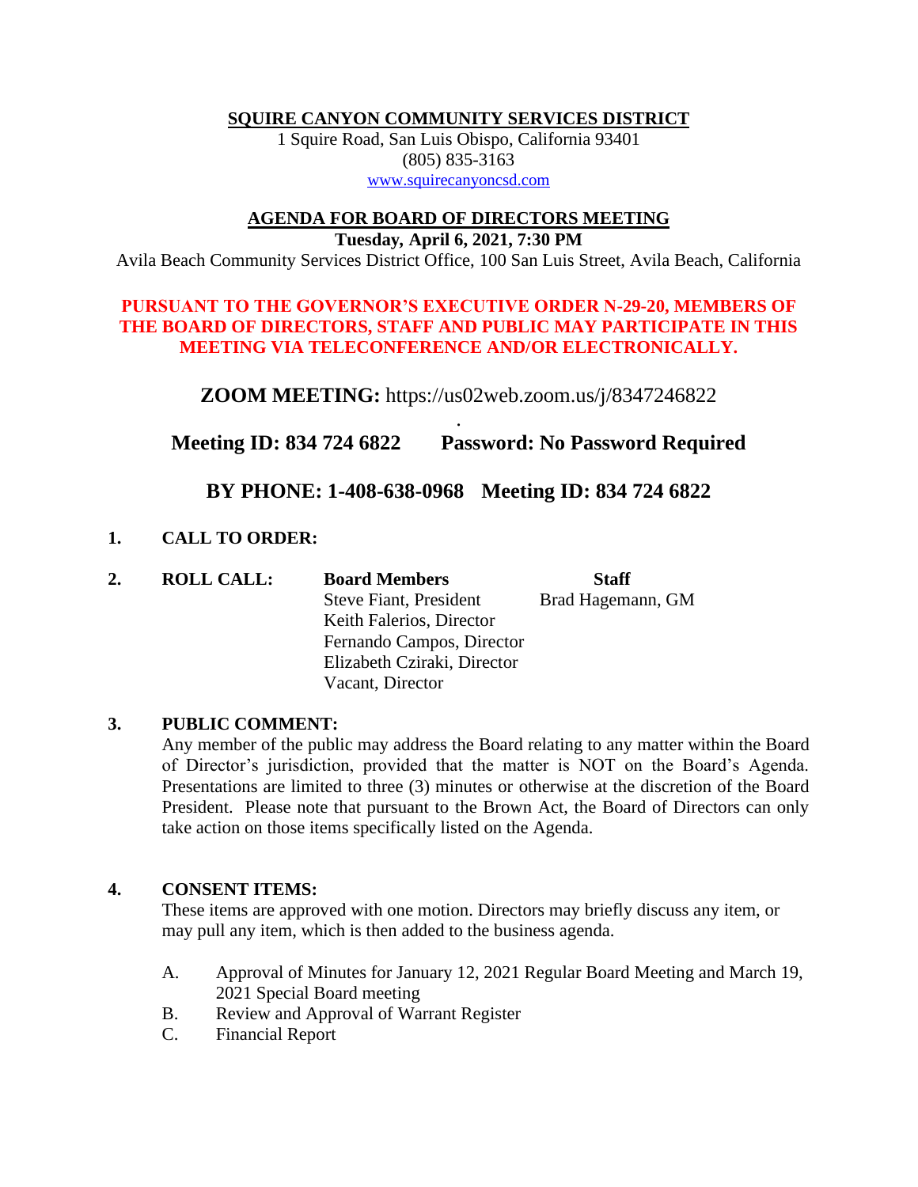# SQUIRE CANYON COMMUNITY SERVICES DISTRICT

1 Squire Road, San Luis Obispo, California 93401
(805) 835-3163
www.squirecanyoncsd.com

## AGENDA FOR BOARD OF DIRECTORS MEETING

**Tuesday, April 6, 2021, 7:30 PM**

Avila Beach Community Services District Office, 100 San Luis Street, Avila Beach, California

**PURSUANT TO THE GOVERNOR'S EXECUTIVE ORDER N-29-20, MEMBERS OF THE BOARD OF DIRECTORS, STAFF AND PUBLIC MAY PARTICIPATE IN THIS MEETING VIA TELECONFERENCE AND/OR ELECTRONICALLY.**

**ZOOM MEETING:** https://us02web.zoom.us/j/8347246822

**Meeting ID: 834 724 6822 Password: No Password Required**

**BY PHONE: 1-408-638-0968 Meeting ID: 834 724 6822**

**1. CALL TO ORDER:**

**2. ROLL CALL:**

| Board Members | Staff |
|---|---|
| Steve Fiant, President | Brad Hagemann, GM |
| Keith Falerios, Director | |
| Fernando Campos, Director | |
| Elizabeth Cziraki, Director | |
| Vacant, Director | |

**3. PUBLIC COMMENT:**

Any member of the public may address the Board relating to any matter within the Board of Director's jurisdiction, provided that the matter is NOT on the Board's Agenda. Presentations are limited to three (3) minutes or otherwise at the discretion of the Board President. Please note that pursuant to the Brown Act, the Board of Directors can only take action on those items specifically listed on the Agenda.

**4. CONSENT ITEMS:**

These items are approved with one motion. Directors may briefly discuss any item, or may pull any item, which is then added to the business agenda.

A. Approval of Minutes for January 12, 2021 Regular Board Meeting and March 19, 2021 Special Board meeting
B. Review and Approval of Warrant Register
C. Financial Report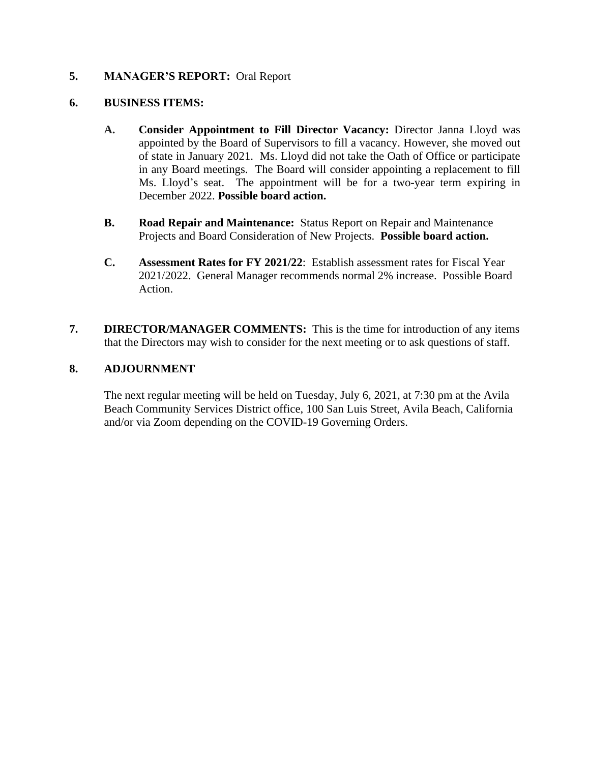**5. MANAGER'S REPORT:** Oral Report

**6. BUSINESS ITEMS:**

**A. Consider Appointment to Fill Director Vacancy:** Director Janna Lloyd was appointed by the Board of Supervisors to fill a vacancy. However, she moved out of state in January 2021. Ms. Lloyd did not take the Oath of Office or participate in any Board meetings. The Board will consider appointing a replacement to fill Ms. Lloyd's seat. The appointment will be for a two-year term expiring in December 2022. **Possible board action.**

**B. Road Repair and Maintenance:** Status Report on Repair and Maintenance Projects and Board Consideration of New Projects. **Possible board action.**

**C. Assessment Rates for FY 2021/22**: Establish assessment rates for Fiscal Year 2021/2022. General Manager recommends normal 2% increase. Possible Board Action.

**7. DIRECTOR/MANAGER COMMENTS:** This is the time for introduction of any items that the Directors may wish to consider for the next meeting or to ask questions of staff.

**8. ADJOURNMENT**

The next regular meeting will be held on Tuesday, July 6, 2021, at 7:30 pm at the Avila Beach Community Services District office, 100 San Luis Street, Avila Beach, California and/or via Zoom depending on the COVID-19 Governing Orders.